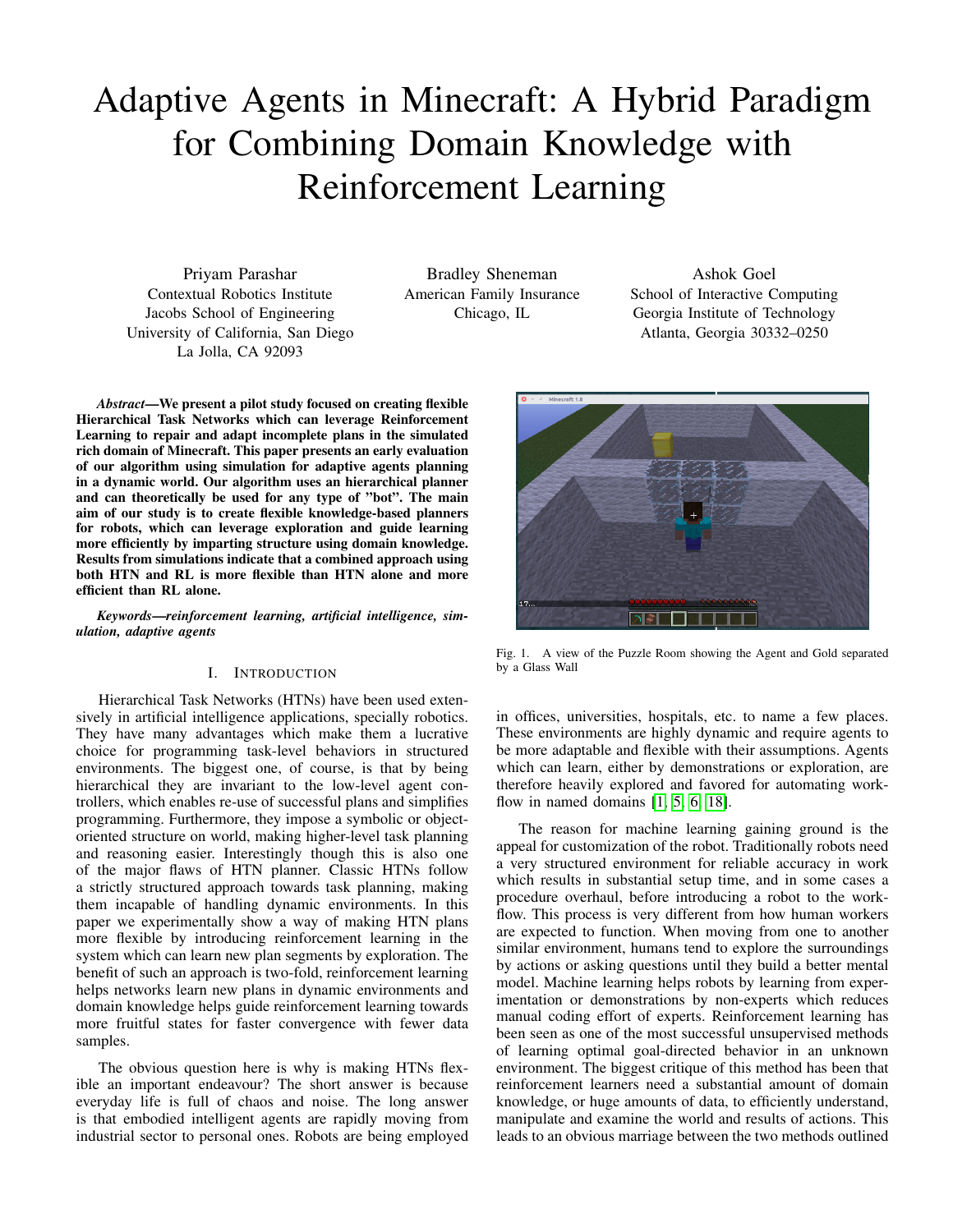# Adaptive Agents in Minecraft: A Hybrid Paradigm for Combining Domain Knowledge with Reinforcement Learning

Priyam Parashar
Contextual Robotics Institute
Jacobs School of Engineering
University of California, San Diego
La Jolla, CA 92093

Bradley Sheneman
American Family Insurance
Chicago, IL

Ashok Goel
School of Interactive Computing
Georgia Institute of Technology
Atlanta, Georgia 30332–0250

***Abstract*—We present a pilot study focused on creating flexible Hierarchical Task Networks which can leverage Reinforcement Learning to repair and adapt incomplete plans in the simulated rich domain of Minecraft. This paper presents an early evaluation of our algorithm using simulation for adaptive agents planning in a dynamic world. Our algorithm uses an hierarchical planner and can theoretically be used for any type of "bot". The main aim of our study is to create flexible knowledge-based planners for robots, which can leverage exploration and guide learning more efficiently by imparting structure using domain knowledge. Results from simulations indicate that a combined approach using both HTN and RL is more flexible than HTN alone and more efficient than RL alone.**

***Keywords*—*reinforcement learning, artificial intelligence, simulation, adaptive agents***

Fig. 1. A view of the Puzzle Room showing the Agent and Gold separated by a Glass Wall

## I. Introduction

Hierarchical Task Networks (HTNs) have been used extensively in artificial intelligence applications, specially robotics. They have many advantages which make them a lucrative choice for programming task-level behaviors in structured environments. The biggest one, of course, is that by being hierarchical they are invariant to the low-level agent controllers, which enables re-use of successful plans and simplifies programming. Furthermore, they impose a symbolic or object-oriented structure on world, making higher-level task planning and reasoning easier. Interestingly though this is also one of the major flaws of HTN planner. Classic HTNs follow a strictly structured approach towards task planning, making them incapable of handling dynamic environments. In this paper we experimentally show a way of making HTN plans more flexible by introducing reinforcement learning in the system which can learn new plan segments by exploration. The benefit of such an approach is two-fold, reinforcement learning helps networks learn new plans in dynamic environments and domain knowledge helps guide reinforcement learning towards more fruitful states for faster convergence with fewer data samples.

The obvious question here is why is making HTNs flexible an important endeavour? The short answer is because everyday life is full of chaos and noise. The long answer is that embodied intelligent agents are rapidly moving from industrial sector to personal ones. Robots are being employed in offices, universities, hospitals, etc. to name a few places. These environments are highly dynamic and require agents to be more adaptable and flexible with their assumptions. Agents which can learn, either by demonstrations or exploration, are therefore heavily explored and favored for automating workflow in named domains [1, 5, 6, 18].

The reason for machine learning gaining ground is the appeal for customization of the robot. Traditionally robots need a very structured environment for reliable accuracy in work which results in substantial setup time, and in some cases a procedure overhaul, before introducing a robot to the workflow. This process is very different from how human workers are expected to function. When moving from one to another similar environment, humans tend to explore the surroundings by actions or asking questions until they build a better mental model. Machine learning helps robots by learning from experimentation or demonstrations by non-experts which reduces manual coding effort of experts. Reinforcement learning has been seen as one of the most successful unsupervised methods of learning optimal goal-directed behavior in an unknown environment. The biggest critique of this method has been that reinforcement learners need a substantial amount of domain knowledge, or huge amounts of data, to efficiently understand, manipulate and examine the world and results of actions. This leads to an obvious marriage between the two methods outlined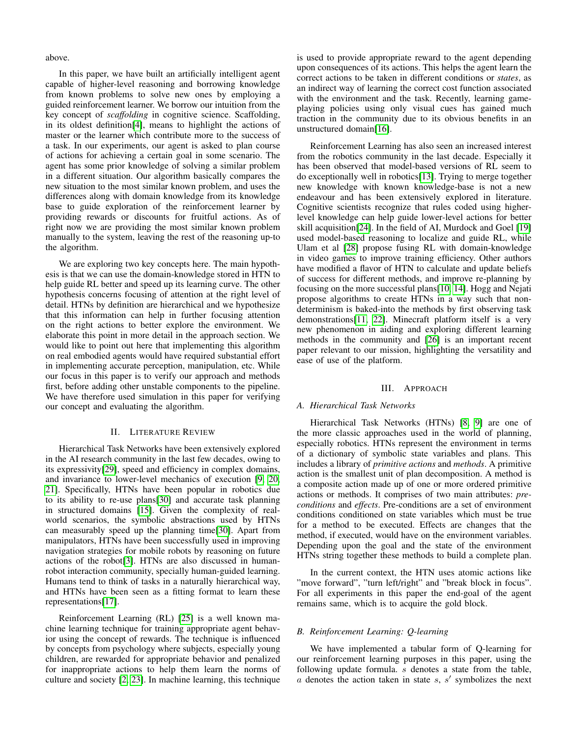above.

In this paper, we have built an artificially intelligent agent capable of higher-level reasoning and borrowing knowledge from known problems to solve new ones by employing a guided reinforcement learner. We borrow our intuition from the key concept of *scaffolding* in cognitive science. Scaffolding, in its oldest definition[4], means to highlight the actions of master or the learner which contribute more to the success of a task. In our experiments, our agent is asked to plan course of actions for achieving a certain goal in some scenario. The agent has some prior knowledge of solving a similar problem in a different situation. Our algorithm basically compares the new situation to the most similar known problem, and uses the differences along with domain knowledge from its knowledge base to guide exploration of the reinforcement learner by providing rewards or discounts for fruitful actions. As of right now we are providing the most similar known problem manually to the system, leaving the rest of the reasoning up-to the algorithm.

We are exploring two key concepts here. The main hypothesis is that we can use the domain-knowledge stored in HTN to help guide RL better and speed up its learning curve. The other hypothesis concerns focusing of attention at the right level of detail. HTNs by definition are hierarchical and we hypothesize that this information can help in further focusing attention on the right actions to better explore the environment. We elaborate this point in more detail in the approach section. We would like to point out here that implementing this algorithm on real embodied agents would have required substantial effort in implementing accurate perception, manipulation, etc. While our focus in this paper is to verify our approach and methods first, before adding other unstable components to the pipeline. We have therefore used simulation in this paper for verifying our concept and evaluating the algorithm.

## II. Literature Review

Hierarchical Task Networks have been extensively explored in the AI research community in the last few decades, owing to its expressivity[29], speed and efficiency in complex domains, and invariance to lower-level mechanics of execution [9, 20, 21]. Specifically, HTNs have been popular in robotics due to its ability to re-use plans[30] and accurate task planning in structured domains [15]. Given the complexity of real-world scenarios, the symbolic abstractions used by HTNs can measurably speed up the planning time[30]. Apart from manipulators, HTNs have been successfully used in improving navigation strategies for mobile robots by reasoning on future actions of the robot[3]. HTNs are also discussed in human-robot interaction community, specially human-guided learning. Humans tend to think of tasks in a naturally hierarchical way, and HTNs have been seen as a fitting format to learn these representations[17].

Reinforcement Learning (RL) [25] is a well known machine learning technique for training appropriate agent behavior using the concept of rewards. The technique is influenced by concepts from psychology where subjects, especially young children, are rewarded for appropriate behavior and penalized for inappropriate actions to help them learn the norms of culture and society [2, 23]. In machine learning, this technique is used to provide appropriate reward to the agent depending upon consequences of its actions. This helps the agent learn the correct actions to be taken in different conditions or *states*, as an indirect way of learning the correct cost function associated with the environment and the task. Recently, learning game-playing policies using only visual cues has gained much traction in the community due to its obvious benefits in an unstructured domain[16].

Reinforcement Learning has also seen an increased interest from the robotics community in the last decade. Especially it has been observed that model-based versions of RL seem to do exceptionally well in robotics[13]. Trying to merge together new knowledge with known knowledge-base is not a new endeavour and has been extensively explored in literature. Cognitive scientists recognize that rules coded using higher-level knowledge can help guide lower-level actions for better skill acquisition[24]. In the field of AI, Murdock and Goel [19] used model-based reasoning to localize and guide RL, while Ulam et al [28] propose fusing RL with domain-knowledge in video games to improve training efficiency. Other authors have modified a flavor of HTN to calculate and update beliefs of success for different methods, and improve re-planning by focusing on the more successful plans[10, 14]. Hogg and Nejati propose algorithms to create HTNs in a way such that non-determinism is baked-into the methods by first observing task demonstrations[11, 22]. Minecraft platform itself is a very new phenomenon in aiding and exploring different learning methods in the community and [26] is an important recent paper relevant to our mission, highlighting the versatility and ease of use of the platform.

## III. Approach

### A. Hierarchical Task Networks

Hierarchical Task Networks (HTNs) [8, 9] are one of the more classic approaches used in the world of planning, especially robotics. HTNs represent the environment in terms of a dictionary of symbolic state variables and plans. This includes a library of *primitive actions* and *methods*. A primitive action is the smallest unit of plan decomposition. A method is a composite action made up of one or more ordered primitive actions or methods. It comprises of two main attributes: *pre-conditions* and *effects*. Pre-conditions are a set of environment conditions conditioned on state variables which must be true for a method to be executed. Effects are changes that the method, if executed, would have on the environment variables. Depending upon the goal and the state of the environment HTNs string together these methods to build a complete plan.

In the current context, the HTN uses atomic actions like "move forward", "turn left/right" and "break block in focus". For all experiments in this paper the end-goal of the agent remains same, which is to acquire the gold block.

### B. Reinforcement Learning: Q-learning

We have implemented a tabular form of Q-learning for our reinforcement learning purposes in this paper, using the following update formula. $s$ denotes a state from the table, $a$ denotes the action taken in state $s$, $s'$ symbolizes the next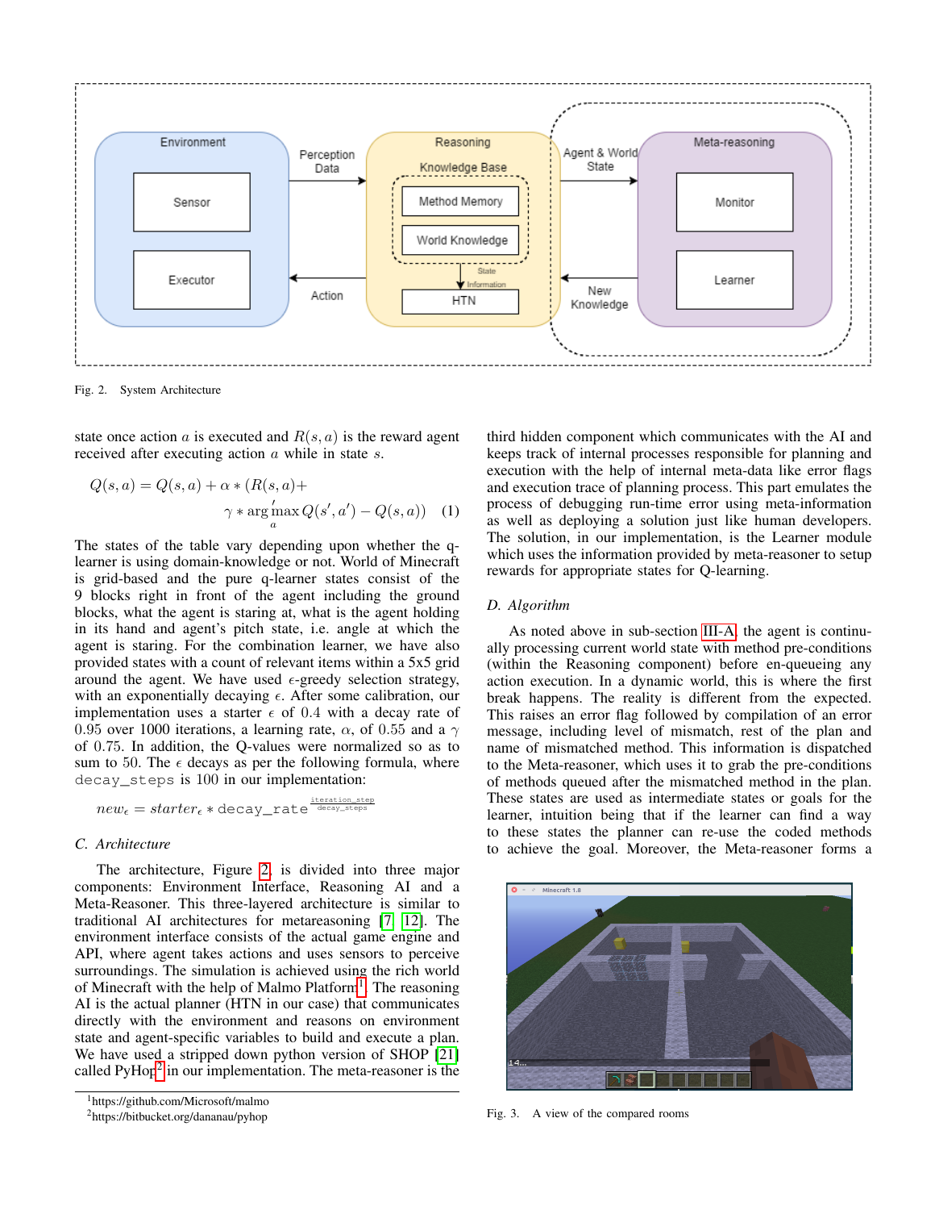Fig. 2. System Architecture

state once action $a$ is executed and $R(s, a)$ is the reward agent received after executing action $a$ while in state $s$.

$$Q(s,a) = Q(s,a) + \alpha * (R(s,a) + \gamma * \arg\max_{a}^{'} Q(s', a') - Q(s,a)) \quad (1)$$

The states of the table vary depending upon whether the q-learner is using domain-knowledge or not. World of Minecraft is grid-based and the pure q-learner states consist of the 9 blocks right in front of the agent including the ground blocks, what the agent is staring at, what is the agent holding in its hand and agent's pitch state, i.e. angle at which the agent is staring. For the combination learner, we have also provided states with a count of relevant items within a 5x5 grid around the agent. We have used $\epsilon$-greedy selection strategy, with an exponentially decaying $\epsilon$. After some calibration, our implementation uses a starter $\epsilon$ of 0.4 with a decay rate of 0.95 over 1000 iterations, a learning rate, $\alpha$, of 0.55 and a $\gamma$ of 0.75. In addition, the Q-values were normalized so as to sum to 50. The $\epsilon$ decays as per the following formula, where `decay_steps` is 100 in our implementation:

$$new_{\epsilon} = starter_{\epsilon} * \texttt{decay\_rate}^{\frac{\texttt{iteration\_step}}{\texttt{decay\_steps}}}$$

### C. Architecture

The architecture, Figure 2, is divided into three major components: Environment Interface, Reasoning AI and a Meta-Reasoner. This three-layered architecture is similar to traditional AI architectures for metareasoning [7], [12]. The environment interface consists of the actual game engine and API, where agent takes actions and uses sensors to perceive surroundings. The simulation is achieved using the rich world of Minecraft with the help of Malmo Platform[1]. The reasoning AI is the actual planner (HTN in our case) that communicates directly with the environment and reasons on environment state and agent-specific variables to build and execute a plan. We have used a stripped down python version of SHOP [21] called PyHop[2] in our implementation. The meta-reasoner is the third hidden component which communicates with the AI and keeps track of internal processes responsible for planning and execution with the help of internal meta-data like error flags and execution trace of planning process. This part emulates the process of debugging run-time error using meta-information as well as deploying a solution just like human developers. The solution, in our implementation, is the Learner module which uses the information provided by meta-reasoner to setup rewards for appropriate states for Q-learning.

### D. Algorithm

As noted above in sub-section III-A, the agent is continually processing current world state with method pre-conditions (within the Reasoning component) before en-queueing any action execution. In a dynamic world, this is where the first break happens. The reality is different from the expected. This raises an error flag followed by compilation of an error message, including level of mismatch, rest of the plan and name of mismatched method. This information is dispatched to the Meta-reasoner, which uses it to grab the pre-conditions of methods queued after the mismatched method in the plan. These states are used as intermediate states or goals for the learner, intuition being that if the learner can find a way to these states the planner can re-use the coded methods to achieve the goal. Moreover, the Meta-reasoner forms a

Fig. 3. A view of the compared rooms

[1]https://github.com/Microsoft/malmo

[2]https://bitbucket.org/dananau/pyhop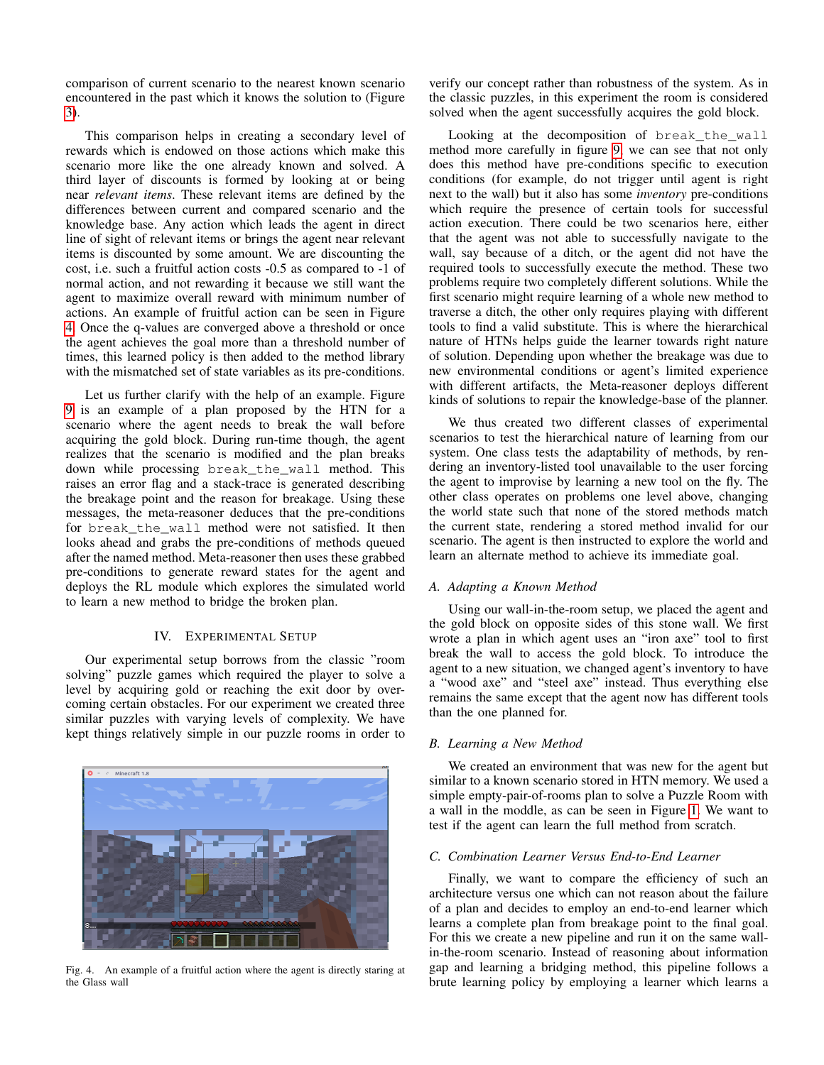comparison of current scenario to the nearest known scenario encountered in the past which it knows the solution to (Figure 3).

This comparison helps in creating a secondary level of rewards which is endowed on those actions which make this scenario more like the one already known and solved. A third layer of discounts is formed by looking at or being near *relevant items*. These relevant items are defined by the differences between current and compared scenario and the knowledge base. Any action which leads the agent in direct line of sight of relevant items or brings the agent near relevant items is discounted by some amount. We are discounting the cost, i.e. such a fruitful action costs -0.5 as compared to -1 of normal action, and not rewarding it because we still want the agent to maximize overall reward with minimum number of actions. An example of fruitful action can be seen in Figure 4. Once the q-values are converged above a threshold or once the agent achieves the goal more than a threshold number of times, this learned policy is then added to the method library with the mismatched set of state variables as its pre-conditions.

Let us further clarify with the help of an example. Figure 9 is an example of a plan proposed by the HTN for a scenario where the agent needs to break the wall before acquiring the gold block. During run-time though, the agent realizes that the scenario is modified and the plan breaks down while processing `break_the_wall` method. This raises an error flag and a stack-trace is generated describing the breakage point and the reason for breakage. Using these messages, the meta-reasoner deduces that the pre-conditions for `break_the_wall` method were not satisfied. It then looks ahead and grabs the pre-conditions of methods queued after the named method. Meta-reasoner then uses these grabbed pre-conditions to generate reward states for the agent and deploys the RL module which explores the simulated world to learn a new method to bridge the broken plan.

## IV. Experimental Setup

Our experimental setup borrows from the classic "room solving" puzzle games which required the player to solve a level by acquiring gold or reaching the exit door by overcoming certain obstacles. For our experiment we created three similar puzzles with varying levels of complexity. We have kept things relatively simple in our puzzle rooms in order to verify our concept rather than robustness of the system. As in the classic puzzles, in this experiment the room is considered solved when the agent successfully acquires the gold block.

Fig. 4. An example of a fruitful action where the agent is directly staring at the Glass wall

Looking at the decomposition of `break_the_wall` method more carefully in figure 9, we can see that not only does this method have pre-conditions specific to execution conditions (for example, do not trigger until agent is right next to the wall) but it also has some *inventory* pre-conditions which require the presence of certain tools for successful action execution. There could be two scenarios here, either that the agent was not able to successfully navigate to the wall, say because of a ditch, or the agent did not have the required tools to successfully execute the method. These two problems require two completely different solutions. While the first scenario might require learning of a whole new method to traverse a ditch, the other only requires playing with different tools to find a valid substitute. This is where the hierarchical nature of HTNs helps guide the learner towards right nature of solution. Depending upon whether the breakage was due to new environmental conditions or agent's limited experience with different artifacts, the Meta-reasoner deploys different kinds of solutions to repair the knowledge-base of the planner.

We thus created two different classes of experimental scenarios to test the hierarchical nature of learning from our system. One class tests the adaptability of methods, by rendering an inventory-listed tool unavailable to the user forcing the agent to improvise by learning a new tool on the fly. The other class operates on problems one level above, changing the world state such that none of the stored methods match the current state, rendering a stored method invalid for our scenario. The agent is then instructed to explore the world and learn an alternate method to achieve its immediate goal.

### A. Adapting a Known Method

Using our wall-in-the-room setup, we placed the agent and the gold block on opposite sides of this stone wall. We first wrote a plan in which agent uses an "iron axe" tool to first break the wall to access the gold block. To introduce the agent to a new situation, we changed agent's inventory to have a "wood axe" and "steel axe" instead. Thus everything else remains the same except that the agent now has different tools than the one planned for.

### B. Learning a New Method

We created an environment that was new for the agent but similar to a known scenario stored in HTN memory. We used a simple empty-pair-of-rooms plan to solve a Puzzle Room with a wall in the moddle, as can be seen in Figure 1. We want to test if the agent can learn the full method from scratch.

### C. Combination Learner Versus End-to-End Learner

Finally, we want to compare the efficiency of such an architecture versus one which can not reason about the failure of a plan and decides to employ an end-to-end learner which learns a complete plan from breakage point to the final goal. For this we create a new pipeline and run it on the same wall-in-the-room scenario. Instead of reasoning about information gap and learning a bridging method, this pipeline follows a brute learning policy by employing a learner which learns a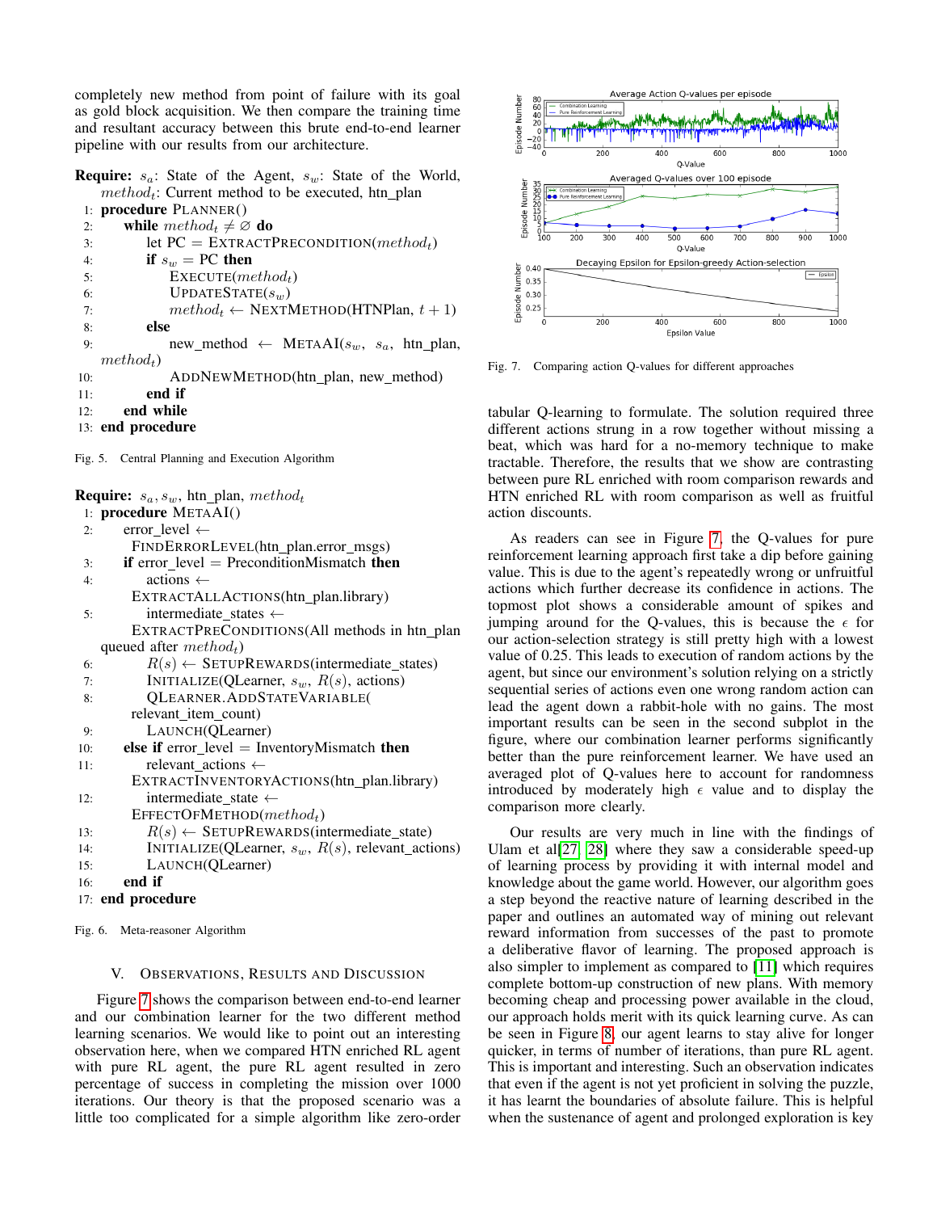completely new method from point of failure with its goal as gold block acquisition. We then compare the training time and resultant accuracy between this brute end-to-end learner pipeline with our results from our architecture.

**Require:** $s_a$: State of the Agent, $s_w$: State of the World, $method_t$: Current method to be executed, htn_plan

```
1:  procedure PLANNER()
2:      while method_t ≠ ∅ do
3:          let PC = EXTRACTPRECONDITION(method_t)
4:          if s_w = PC then
5:              EXECUTE(method_t)
6:              UPDATESTATE(s_w)
7:              method_t ← NEXTMETHOD(HTNPlan, t + 1)
8:          else
9:              new_method ← METAAI(s_w, s_a, htn_plan, method_t)
10:             ADDNEWMETHOD(htn_plan, new_method)
11:         end if
12:     end while
13: end procedure
```

Fig. 5. Central Planning and Execution Algorithm

**Require:** $s_a, s_w$, htn_plan, $method_t$

```
1:  procedure METAAI()
2:      error_level ← FINDERRORLEVEL(htn_plan.error_msgs)
3:      if error_level = PreconditionMismatch then
4:          actions ← EXTRACTALLACTIONS(htn_plan.library)
5:          intermediate_states ← EXTRACTPRECONDITIONS(All methods in htn_plan queued after method_t)
6:          R(s) ← SETUPREWARDS(intermediate_states)
7:          INITIALIZE(QLearner, s_w, R(s), actions)
8:          QLEARNER.ADDSTATEVARIABLE(relevant_item_count)
9:          LAUNCH(QLearner)
10:     else if error_level = InventoryMismatch then
11:         relevant_actions ← EXTRACTINVENTORYACTIONS(htn_plan.library)
12:         intermediate_state ← EFFECTOFMETHOD(method_t)
13:         R(s) ← SETUPREWARDS(intermediate_state)
14:         INITIALIZE(QLearner, s_w, R(s), relevant_actions)
15:         LAUNCH(QLearner)
16:     end if
17: end procedure
```

Fig. 6. Meta-reasoner Algorithm

## V. Observations, Results and Discussion

Figure 7 shows the comparison between end-to-end learner and our combination learner for the two different method learning scenarios. We would like to point out an interesting observation here, when we compared HTN enriched RL agent with pure RL agent, the pure RL agent resulted in zero percentage of success in completing the mission over 1000 iterations. Our theory is that the proposed scenario was a little too complicated for a simple algorithm like zero-order tabular Q-learning to formulate. The solution required three different actions strung in a row together without missing a beat, which was hard for a no-memory technique to make tractable. Therefore, the results that we show are contrasting between pure RL enriched with room comparison rewards and HTN enriched RL with room comparison as well as fruitful action discounts.

Fig. 7. Comparing action Q-values for different approaches

As readers can see in Figure 7, the Q-values for pure reinforcement learning approach first take a dip before gaining value. This is due to the agent's repeatedly wrong or unfruitful actions which further decrease its confidence in actions. The topmost plot shows a considerable amount of spikes and jumping around for the Q-values, this is because the $\epsilon$ for our action-selection strategy is still pretty high with a lowest value of 0.25. This leads to execution of random actions by the agent, but since our environment's solution relying on a strictly sequential series of actions even one wrong random action can lead the agent down a rabbit-hole with no gains. The most important results can be seen in the second subplot in the figure, where our combination learner performs significantly better than the pure reinforcement learner. We have used an averaged plot of Q-values here to account for randomness introduced by moderately high $\epsilon$ value and to display the comparison more clearly.

Our results are very much in line with the findings of Ulam et al[27] [28] where they saw a considerable speed-up of learning process by providing it with internal model and knowledge about the game world. However, our algorithm goes a step beyond the reactive nature of learning described in the paper and outlines an automated way of mining out relevant reward information from successes of the past to promote a deliberative flavor of learning. The proposed approach is also simpler to implement as compared to [11] which requires complete bottom-up construction of new plans. With memory becoming cheap and processing power available in the cloud, our approach holds merit with its quick learning curve. As can be seen in Figure 8, our agent learns to stay alive for longer quicker, in terms of number of iterations, than pure RL agent. This is important and interesting. Such an observation indicates that even if the agent is not yet proficient in solving the puzzle, it has learnt the boundaries of absolute failure. This is helpful when the sustenance of agent and prolonged exploration is key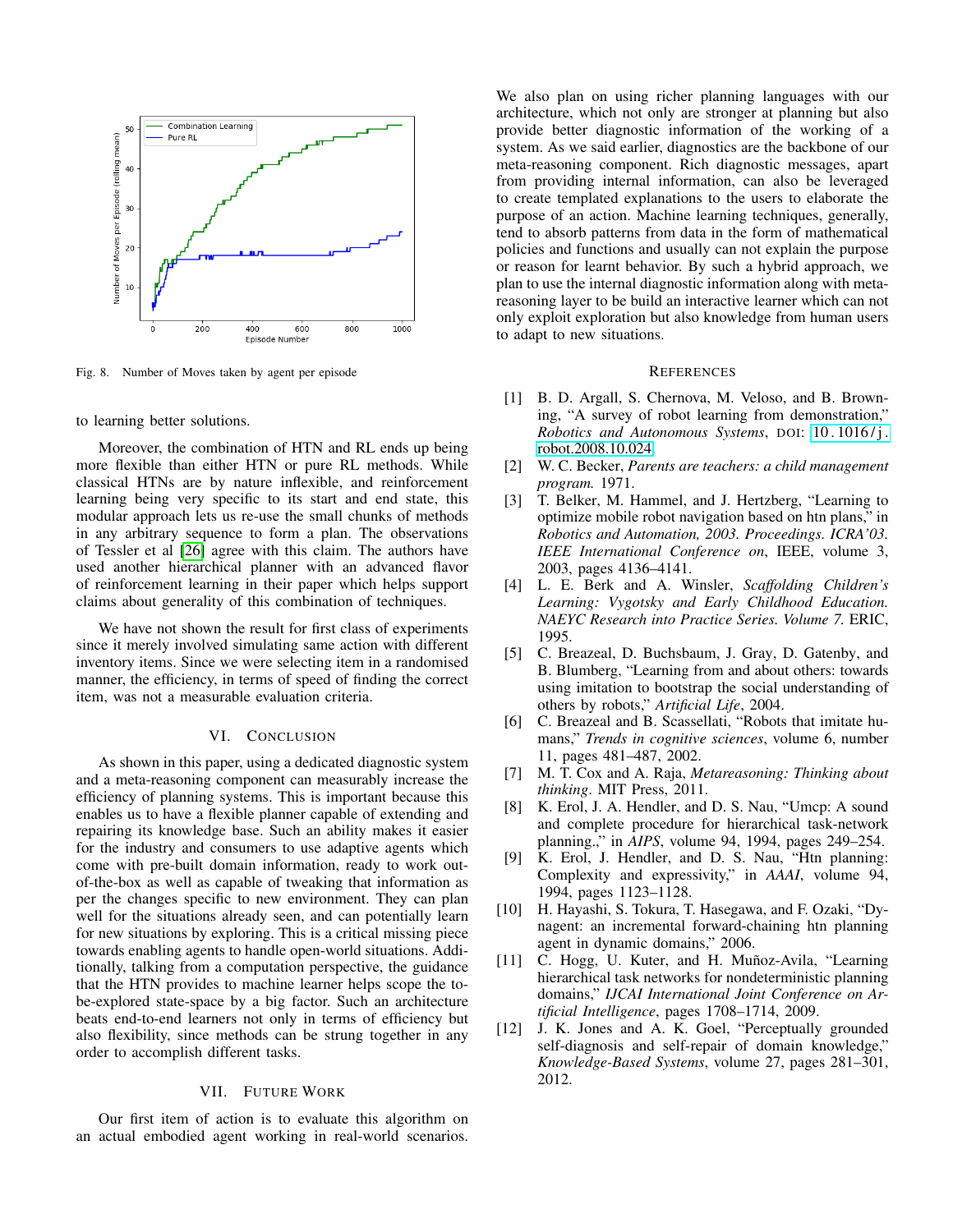Fig. 8. Number of Moves taken by agent per episode

to learning better solutions.

Moreover, the combination of HTN and RL ends up being more flexible than either HTN or pure RL methods. While classical HTNs are by nature inflexible, and reinforcement learning being very specific to its start and end state, this modular approach lets us re-use the small chunks of methods in any arbitrary sequence to form a plan. The observations of Tessler et al [26] agree with this claim. The authors have used another hierarchical planner with an advanced flavor of reinforcement learning in their paper which helps support claims about generality of this combination of techniques.

We have not shown the result for first class of experiments since it merely involved simulating same action with different inventory items. Since we were selecting item in a randomised manner, the efficiency, in terms of speed of finding the correct item, was not a measurable evaluation criteria.

## VI. Conclusion

As shown in this paper, using a dedicated diagnostic system and a meta-reasoning component can measurably increase the efficiency of planning systems. This is important because this enables us to have a flexible planner capable of extending and repairing its knowledge base. Such an ability makes it easier for the industry and consumers to use adaptive agents which come with pre-built domain information, ready to work out-of-the-box as well as capable of tweaking that information as per the changes specific to new environment. They can plan well for the situations already seen, and can potentially learn for new situations by exploring. This is a critical missing piece towards enabling agents to handle open-world situations. Additionally, talking from a computation perspective, the guidance that the HTN provides to machine learner helps scope the to-be-explored state-space by a big factor. Such an architecture beats end-to-end learners not only in terms of efficiency but also flexibility, since methods can be strung together in any order to accomplish different tasks.

## VII. Future Work

Our first item of action is to evaluate this algorithm on an actual embodied agent working in real-world scenarios. We also plan on using richer planning languages with our architecture, which not only are stronger at planning but also provide better diagnostic information of the working of a system. As we said earlier, diagnostics are the backbone of our meta-reasoning component. Rich diagnostic messages, apart from providing internal information, can also be leveraged to create templated explanations to the users to elaborate the purpose of an action. Machine learning techniques, generally, tend to absorb patterns from data in the form of mathematical policies and functions and usually can not explain the purpose or reason for learnt behavior. By such a hybrid approach, we plan to use the internal diagnostic information along with meta-reasoning layer to be build an interactive learner which can not only exploit exploration but also knowledge from human users to adapt to new situations.

## References

[1] B. D. Argall, S. Chernova, M. Veloso, and B. Browning, "A survey of robot learning from demonstration," *Robotics and Autonomous Systems*, DOI: 10.1016/j.robot.2008.10.024.

[2] W. C. Becker, *Parents are teachers: a child management program.* 1971.

[3] T. Belker, M. Hammel, and J. Hertzberg, "Learning to optimize mobile robot navigation based on htn plans," in *Robotics and Automation, 2003. Proceedings. ICRA'03. IEEE International Conference on*, IEEE, volume 3, 2003, pages 4136–4141.

[4] L. E. Berk and A. Winsler, *Scaffolding Children's Learning: Vygotsky and Early Childhood Education. NAEYC Research into Practice Series. Volume 7.* ERIC, 1995.

[5] C. Breazeal, D. Buchsbaum, J. Gray, D. Gatenby, and B. Blumberg, "Learning from and about others: towards using imitation to bootstrap the social understanding of others by robots," *Artificial Life*, 2004.

[6] C. Breazeal and B. Scassellati, "Robots that imitate humans," *Trends in cognitive sciences*, volume 6, number 11, pages 481–487, 2002.

[7] M. T. Cox and A. Raja, *Metareasoning: Thinking about thinking*. MIT Press, 2011.

[8] K. Erol, J. A. Hendler, and D. S. Nau, "Umcp: A sound and complete procedure for hierarchical task-network planning.," in *AIPS*, volume 94, 1994, pages 249–254.

[9] K. Erol, J. Hendler, and D. S. Nau, "Htn planning: Complexity and expressivity," in *AAAI*, volume 94, 1994, pages 1123–1128.

[10] H. Hayashi, S. Tokura, T. Hasegawa, and F. Ozaki, "Dynagent: an incremental forward-chaining htn planning agent in dynamic domains," 2006.

[11] C. Hogg, U. Kuter, and H. Muñoz-Avila, "Learning hierarchical task networks for nondeterministic planning domains," *IJCAI International Joint Conference on Artificial Intelligence*, pages 1708–1714, 2009.

[12] J. K. Jones and A. K. Goel, "Perceptually grounded self-diagnosis and self-repair of domain knowledge," *Knowledge-Based Systems*, volume 27, pages 281–301, 2012.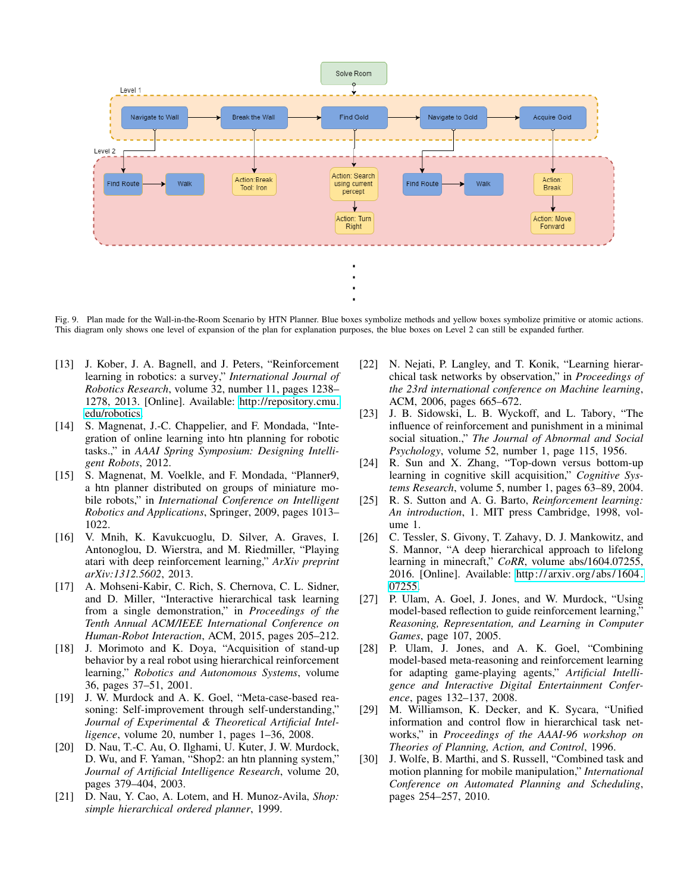Solve Room

Level 1

Navigate to Wall

Break the Wall

Find Gold

Navigate to Gold

Acquire Gold

Level 2

Find Route

Walk

Action: Break Tool: Iron

Action: Search using current percept

Action: Turn Right

Find Route

Walk

Action: Break

Action: Move Forward

Fig. 9. Plan made for the Wall-in-the-Room Scenario by HTN Planner. Blue boxes symbolize methods and yellow boxes symbolize primitive or atomic actions. This diagram only shows one level of expansion of the plan for explanation purposes, the blue boxes on Level 2 can still be expanded further.

[13] J. Kober, J. A. Bagnell, and J. Peters, "Reinforcement learning in robotics: a survey," *International Journal of Robotics Research*, volume 32, number 11, pages 1238–1278, 2013. [Online]. Available: http://repository.cmu.edu/robotics

[14] S. Magnenat, J.-C. Chappelier, and F. Mondada, "Integration of online learning into htn planning for robotic tasks.," in *AAAI Spring Symposium: Designing Intelligent Robots*, 2012.

[15] S. Magnenat, M. Voelkle, and F. Mondada, "Planner9, a htn planner distributed on groups of miniature mobile robots," in *International Conference on Intelligent Robotics and Applications*, Springer, 2009, pages 1013–1022.

[16] V. Mnih, K. Kavukcuoglu, D. Silver, A. Graves, I. Antonoglou, D. Wierstra, and M. Riedmiller, "Playing atari with deep reinforcement learning," *ArXiv preprint arXiv:1312.5602*, 2013.

[17] A. Mohseni-Kabir, C. Rich, S. Chernova, C. L. Sidner, and D. Miller, "Interactive hierarchical task learning from a single demonstration," in *Proceedings of the Tenth Annual ACM/IEEE International Conference on Human-Robot Interaction*, ACM, 2015, pages 205–212.

[18] J. Morimoto and K. Doya, "Acquisition of stand-up behavior by a real robot using hierarchical reinforcement learning," *Robotics and Autonomous Systems*, volume 36, pages 37–51, 2001.

[19] J. W. Murdock and A. K. Goel, "Meta-case-based reasoning: Self-improvement through self-understanding," *Journal of Experimental & Theoretical Artificial Intelligence*, volume 20, number 1, pages 1–36, 2008.

[20] D. Nau, T.-C. Au, O. Ilghami, U. Kuter, J. W. Murdock, D. Wu, and F. Yaman, "Shop2: an htn planning system," *Journal of Artificial Intelligence Research*, volume 20, pages 379–404, 2003.

[21] D. Nau, Y. Cao, A. Lotem, and H. Munoz-Avila, *Shop: simple hierarchical ordered planner*, 1999.

[22] N. Nejati, P. Langley, and T. Konik, "Learning hierarchical task networks by observation," in *Proceedings of the 23rd international conference on Machine learning*, ACM, 2006, pages 665–672.

[23] J. B. Sidowski, L. B. Wyckoff, and L. Tabory, "The influence of reinforcement and punishment in a minimal social situation.," *The Journal of Abnormal and Social Psychology*, volume 52, number 1, page 115, 1956.

[24] R. Sun and X. Zhang, "Top-down versus bottom-up learning in cognitive skill acquisition," *Cognitive Systems Research*, volume 5, number 1, pages 63–89, 2004.

[25] R. S. Sutton and A. G. Barto, *Reinforcement learning: An introduction*, 1. MIT press Cambridge, 1998, volume 1.

[26] C. Tessler, S. Givony, T. Zahavy, D. J. Mankowitz, and S. Mannor, "A deep hierarchical approach to lifelong learning in minecraft," *CoRR*, volume abs/1604.07255, 2016. [Online]. Available: http://arxiv.org/abs/1604.07255

[27] P. Ulam, A. Goel, J. Jones, and W. Murdock, "Using model-based reflection to guide reinforcement learning," *Reasoning, Representation, and Learning in Computer Games*, page 107, 2005.

[28] P. Ulam, J. Jones, and A. K. Goel, "Combining model-based meta-reasoning and reinforcement learning for adapting game-playing agents," *Artificial Intelligence and Interactive Digital Entertainment Conference*, pages 132–137, 2008.

[29] M. Williamson, K. Decker, and K. Sycara, "Unified information and control flow in hierarchical task networks," in *Proceedings of the AAAI-96 workshop on Theories of Planning, Action, and Control*, 1996.

[30] J. Wolfe, B. Marthi, and S. Russell, "Combined task and motion planning for mobile manipulation," *International Conference on Automated Planning and Scheduling*, pages 254–257, 2010.